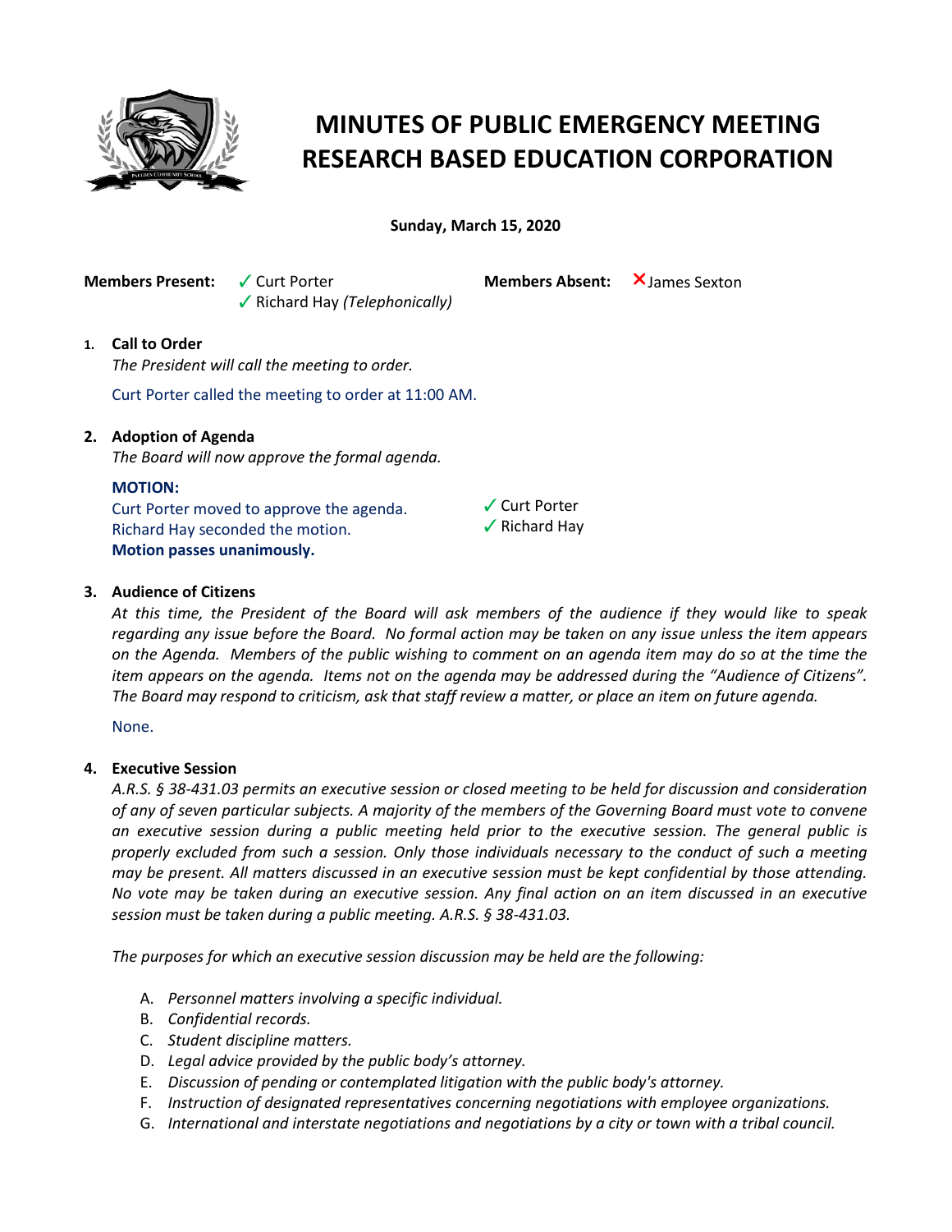# MINUTES OF PUBLIC EMERGENCY MEETING RESEARCH BASED EDUCATION CORPORATION

**Sunday, March 15, 2020**

**Members Present:** ✓ Curt Porter
✓ Richard Hay *(Telephonically)*

**Members Absent:** ✗ James Sexton

1. **Call to Order**

   *The President will call the meeting to order.*

   Curt Porter called the meeting to order at 11:00 AM.

2. **Adoption of Agenda**

   *The Board will now approve the formal agenda.*

   **MOTION:**
   Curt Porter moved to approve the agenda.
   Richard Hay seconded the motion.
   **Motion passes unanimously.**

   ✓ Curt Porter
   ✓ Richard Hay

3. **Audience of Citizens**

   *At this time, the President of the Board will ask members of the audience if they would like to speak regarding any issue before the Board. No formal action may be taken on any issue unless the item appears on the Agenda. Members of the public wishing to comment on an agenda item may do so at the time the item appears on the agenda. Items not on the agenda may be addressed during the "Audience of Citizens". The Board may respond to criticism, ask that staff review a matter, or place an item on future agenda.*

   None.

4. **Executive Session**

   *A.R.S. § 38-431.03 permits an executive session or closed meeting to be held for discussion and consideration of any of seven particular subjects. A majority of the members of the Governing Board must vote to convene an executive session during a public meeting held prior to the executive session. The general public is properly excluded from such a session. Only those individuals necessary to the conduct of such a meeting may be present. All matters discussed in an executive session must be kept confidential by those attending. No vote may be taken during an executive session. Any final action on an item discussed in an executive session must be taken during a public meeting. A.R.S. § 38-431.03.*

   *The purposes for which an executive session discussion may be held are the following:*

   A. *Personnel matters involving a specific individual.*
   B. *Confidential records.*
   C. *Student discipline matters.*
   D. *Legal advice provided by the public body's attorney.*
   E. *Discussion of pending or contemplated litigation with the public body's attorney.*
   F. *Instruction of designated representatives concerning negotiations with employee organizations.*
   G. *International and interstate negotiations and negotiations by a city or town with a tribal council.*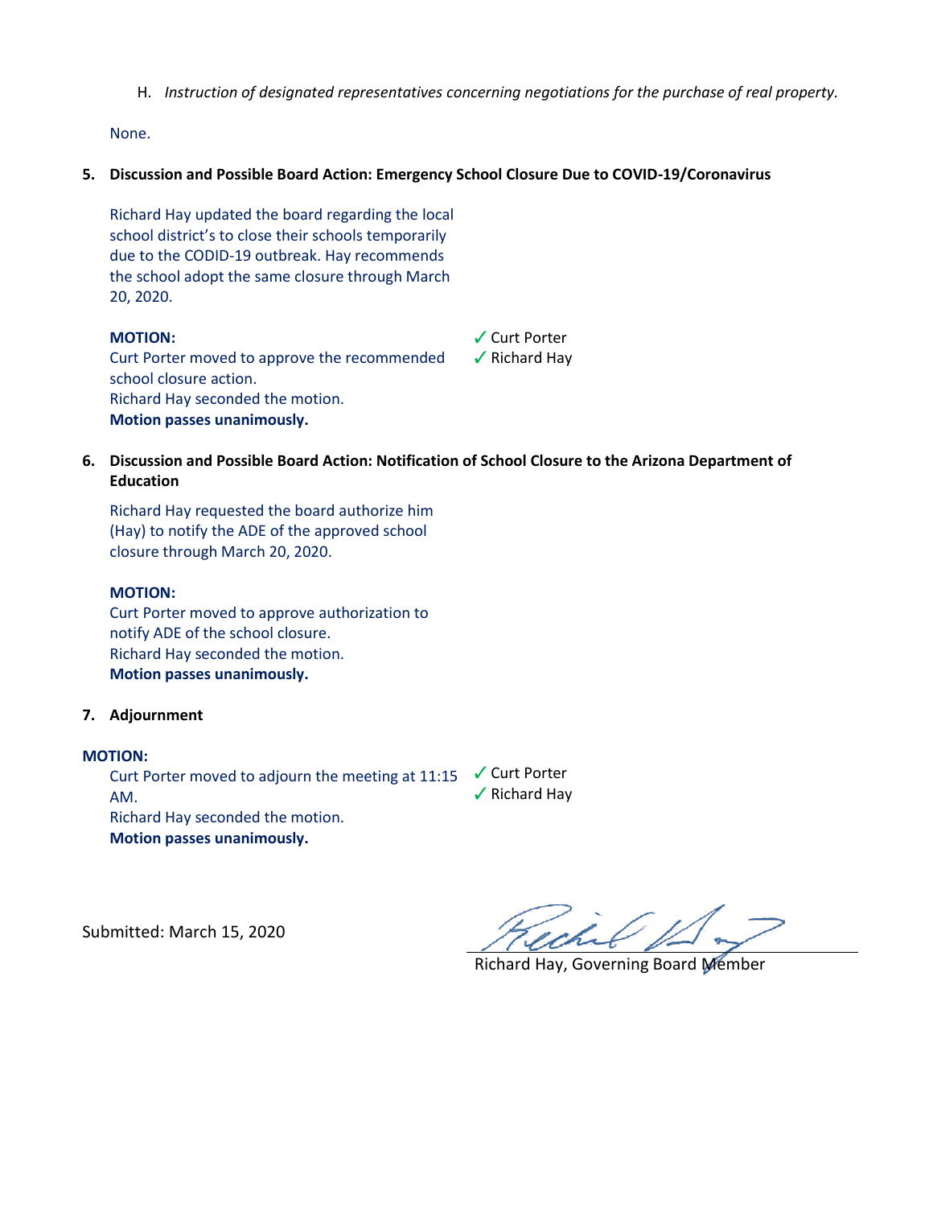H. *Instruction of designated representatives concerning negotiations for the purchase of real property.*

None.

**5. Discussion and Possible Board Action: Emergency School Closure Due to COVID-19/Coronavirus**

Richard Hay updated the board regarding the local school district's to close their schools temporarily due to the CODID-19 outbreak. Hay recommends the school adopt the same closure through March 20, 2020.

**MOTION:**
Curt Porter moved to approve the recommended school closure action.
Richard Hay seconded the motion.
**Motion passes unanimously.**

✓ Curt Porter
✓ Richard Hay

**6. Discussion and Possible Board Action: Notification of School Closure to the Arizona Department of Education**

Richard Hay requested the board authorize him (Hay) to notify the ADE of the approved school closure through March 20, 2020.

**MOTION:**
Curt Porter moved to approve authorization to notify ADE of the school closure.
Richard Hay seconded the motion.
**Motion passes unanimously.**

**7. Adjournment**

**MOTION:**
Curt Porter moved to adjourn the meeting at 11:15 AM.
Richard Hay seconded the motion.
**Motion passes unanimously.**

✓ Curt Porter
✓ Richard Hay

Submitted: March 15, 2020

Richard Hay, Governing Board Member